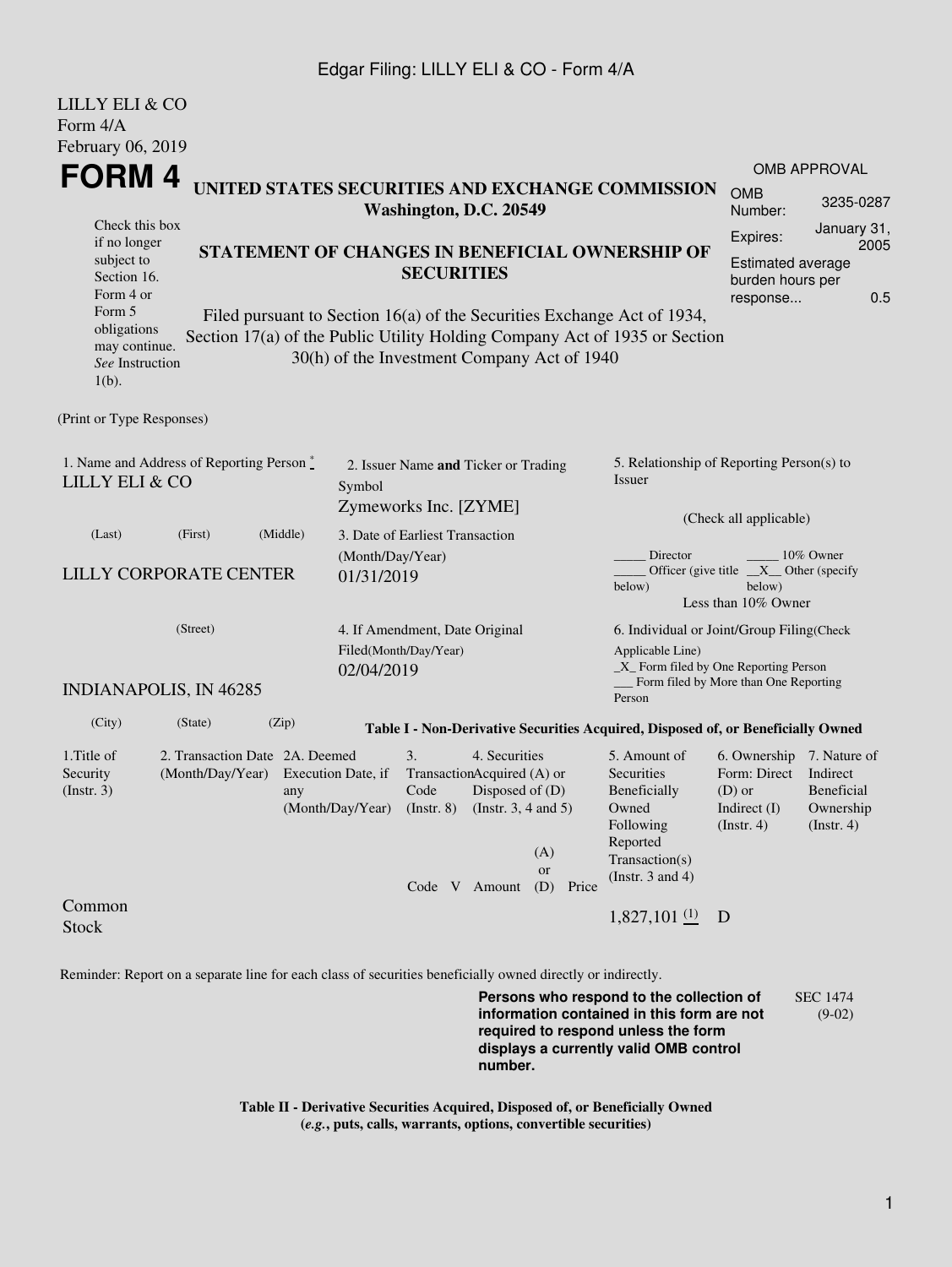Edgar Filing: LILLY ELI & CO - Form 4/A

LILLY ELI & CO
Form 4/A
February 06, 2019

# FORM 4

**UNITED STATES SECURITIES AND EXCHANGE COMMISSION**
**Washington, D.C. 20549**

| OMB APPROVAL | |
|---|---|
| OMB Number: | 3235-0287 |
| Expires: | January 31, 2005 |
| Estimated average burden hours per response... | 0.5 |

Check this box if no longer subject to Section 16. Form 4 or Form 5 obligations may continue. *See* Instruction 1(b).

**STATEMENT OF CHANGES IN BENEFICIAL OWNERSHIP OF SECURITIES**

Filed pursuant to Section 16(a) of the Securities Exchange Act of 1934, Section 17(a) of the Public Utility Holding Company Act of 1935 or Section 30(h) of the Investment Company Act of 1940

(Print or Type Responses)

1. Name and Address of Reporting Person *
LILLY ELI & CO

(Last) (First) (Middle)

LILLY CORPORATE CENTER

(Street)

INDIANAPOLIS, IN 46285

(City) (State) (Zip)

2. Issuer Name **and** Ticker or Trading Symbol
Zymeworks Inc. [ZYME]

3. Date of Earliest Transaction (Month/Day/Year)
01/31/2019

4. If Amendment, Date Original Filed(Month/Day/Year)
02/04/2019

5. Relationship of Reporting Person(s) to Issuer

(Check all applicable)

_____ Director _____ 10% Owner
_____ Officer (give title below) __X__ Other (specify below)
Less than 10% Owner

6. Individual or Joint/Group Filing(Check Applicable Line)
_X_ Form filed by One Reporting Person
___ Form filed by More than One Reporting Person

**Table I - Non-Derivative Securities Acquired, Disposed of, or Beneficially Owned**

| 1.Title of Security (Instr. 3) | 2. Transaction Date (Month/Day/Year) | 2A. Deemed Execution Date, if any (Month/Day/Year) | 3. Transaction Code (Instr. 8) | | 4. Securities Acquired (A) or Disposed of (D) (Instr. 3, 4 and 5) | | | 5. Amount of Securities Beneficially Owned Following Reported Transaction(s) (Instr. 3 and 4) | 6. Ownership Form: Direct (D) or Indirect (I) (Instr. 4) | 7. Nature of Indirect Beneficial Ownership (Instr. 4) |
|---|---|---|---|---|---|---|---|---|---|---|
| | | | Code | V | Amount | (A) or (D) | Price | | | |
| Common Stock | | | | | | | | 1,827,101 (1) | D | |

Reminder: Report on a separate line for each class of securities beneficially owned directly or indirectly.

**Persons who respond to the collection of information contained in this form are not required to respond unless the form displays a currently valid OMB control number.**

SEC 1474 (9-02)

**Table II - Derivative Securities Acquired, Disposed of, or Beneficially Owned**
**(*e.g.*, puts, calls, warrants, options, convertible securities)**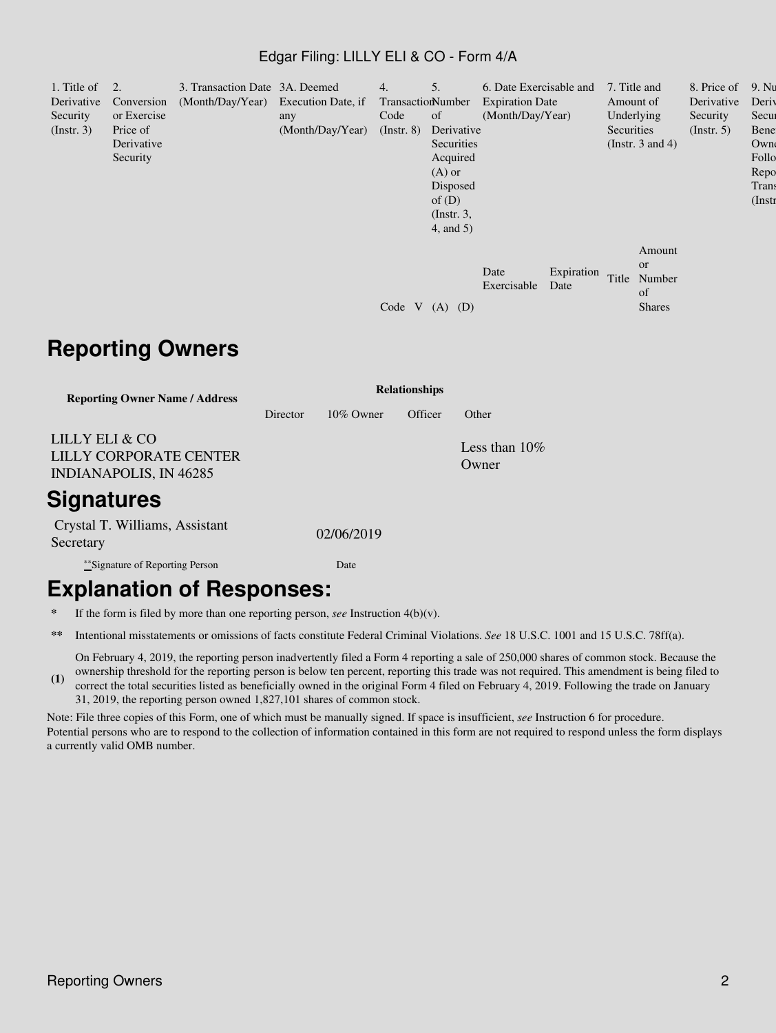| 1. Title of Derivative Security (Instr. 3) | 2. Conversion or Exercise Price of Derivative Security | 3. Transaction Date (Month/Day/Year) | 3A. Deemed Execution Date, if any (Month/Day/Year) | 4. Transaction Code (Instr. 8) | | 5. Number of Derivative Securities Acquired (A) or Disposed of (D) (Instr. 3, 4, and 5) | | 6. Date Exercisable and Expiration Date (Month/Day/Year) | | 7. Title and Amount of Underlying Securities (Instr. 3 and 4) | | 8. Price of Derivative Security (Instr. 5) | 9. Nu Deriv Secur Bene Owne Follo Repo Trans (Instr |
|---|---|---|---|---|---|---|---|---|---|---|---|---|---|
| | | | | Code | V | (A) | (D) | Date Exercisable | Expiration Date | Title | Amount or Number of Shares | | |

# Reporting Owners

| Reporting Owner Name / Address | Relationships | | | |
|---|---|---|---|---|
| | Director | 10% Owner | Officer | Other |
| LILLY ELI & CO<br>LILLY CORPORATE CENTER<br>INDIANAPOLIS, IN 46285 | | | | Less than 10% Owner |

# Signatures

| | |
|---|---|
| Crystal T. Williams, Assistant Secretary | 02/06/2019 |
| **Signature of Reporting Person | Date |

# Explanation of Responses:

\* If the form is filed by more than one reporting person, *see* Instruction 4(b)(v).

** Intentional misstatements or omissions of facts constitute Federal Criminal Violations. *See* 18 U.S.C. 1001 and 15 U.S.C. 78ff(a).

**(1)** On February 4, 2019, the reporting person inadvertently filed a Form 4 reporting a sale of 250,000 shares of common stock. Because the ownership threshold for the reporting person is below ten percent, reporting this trade was not required. This amendment is being filed to correct the total securities listed as beneficially owned in the original Form 4 filed on February 4, 2019. Following the trade on January 31, 2019, the reporting person owned 1,827,101 shares of common stock.

Note: File three copies of this Form, one of which must be manually signed. If space is insufficient, *see* Instruction 6 for procedure.
Potential persons who are to respond to the collection of information contained in this form are not required to respond unless the form displays a currently valid OMB number.